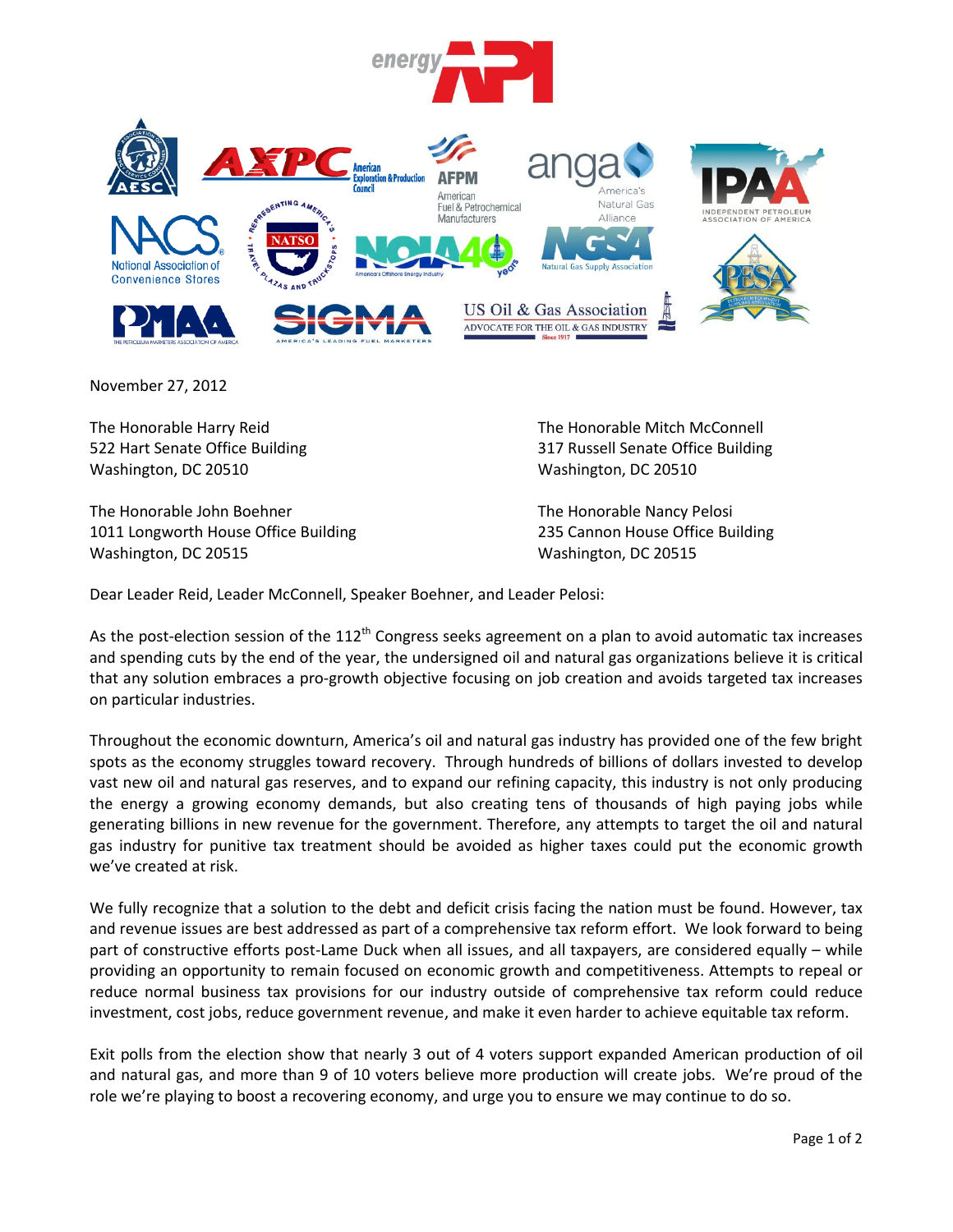November 27, 2012

The Honorable Harry Reid
522 Hart Senate Office Building
Washington, DC 20510

The Honorable Mitch McConnell
317 Russell Senate Office Building
Washington, DC 20510

The Honorable John Boehner
1011 Longworth House Office Building
Washington, DC 20515

The Honorable Nancy Pelosi
235 Cannon House Office Building
Washington, DC 20515

Dear Leader Reid, Leader McConnell, Speaker Boehner, and Leader Pelosi:

As the post-election session of the 112th Congress seeks agreement on a plan to avoid automatic tax increases and spending cuts by the end of the year, the undersigned oil and natural gas organizations believe it is critical that any solution embraces a pro-growth objective focusing on job creation and avoids targeted tax increases on particular industries.

Throughout the economic downturn, America's oil and natural gas industry has provided one of the few bright spots as the economy struggles toward recovery. Through hundreds of billions of dollars invested to develop vast new oil and natural gas reserves, and to expand our refining capacity, this industry is not only producing the energy a growing economy demands, but also creating tens of thousands of high paying jobs while generating billions in new revenue for the government. Therefore, any attempts to target the oil and natural gas industry for punitive tax treatment should be avoided as higher taxes could put the economic growth we've created at risk.

We fully recognize that a solution to the debt and deficit crisis facing the nation must be found. However, tax and revenue issues are best addressed as part of a comprehensive tax reform effort. We look forward to being part of constructive efforts post-Lame Duck when all issues, and all taxpayers, are considered equally – while providing an opportunity to remain focused on economic growth and competitiveness. Attempts to repeal or reduce normal business tax provisions for our industry outside of comprehensive tax reform could reduce investment, cost jobs, reduce government revenue, and make it even harder to achieve equitable tax reform.

Exit polls from the election show that nearly 3 out of 4 voters support expanded American production of oil and natural gas, and more than 9 of 10 voters believe more production will create jobs. We're proud of the role we're playing to boost a recovering economy, and urge you to ensure we may continue to do so.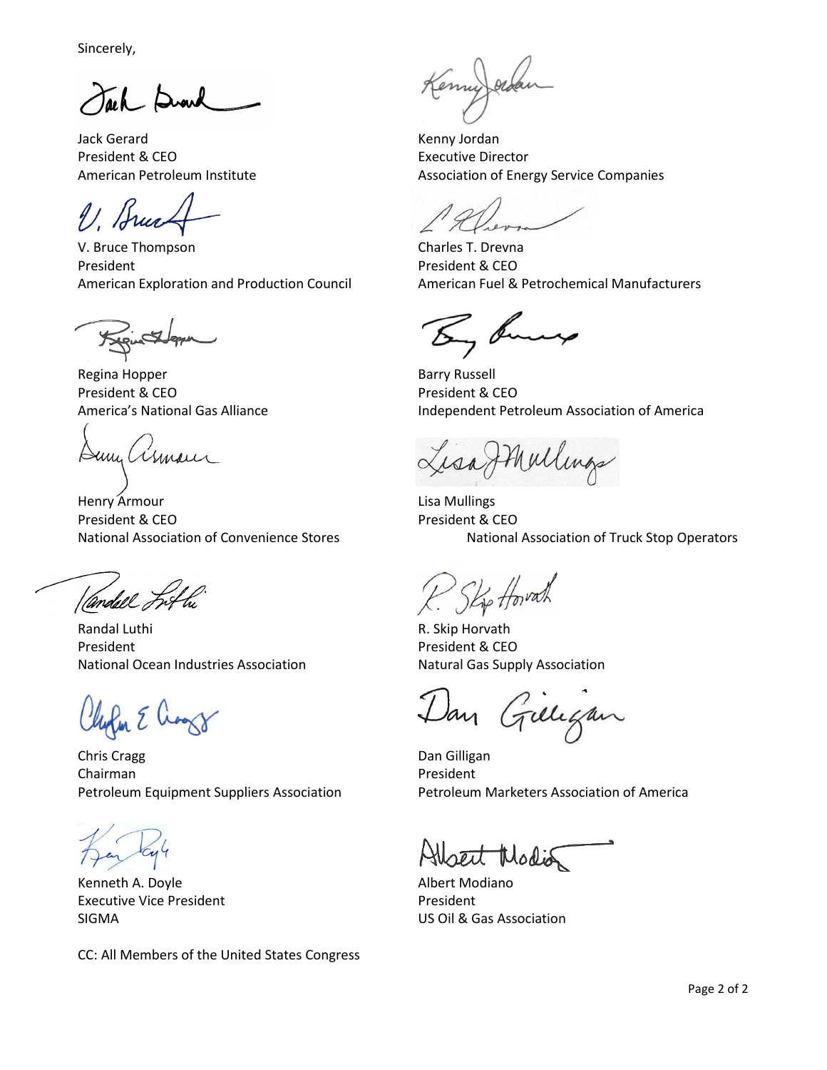Sincerely,

Jack Gerard
President & CEO
American Petroleum Institute

Kenny Jordan
Executive Director
Association of Energy Service Companies

V. Bruce Thompson
President
American Exploration and Production Council

Charles T. Drevna
President & CEO
American Fuel & Petrochemical Manufacturers

Regina Hopper
President & CEO
America's National Gas Alliance

Barry Russell
President & CEO
Independent Petroleum Association of America

Henry Armour
President & CEO
National Association of Convenience Stores

Lisa Mullings
President & CEO
National Association of Truck Stop Operators

Randal Luthi
President
National Ocean Industries Association

R. Skip Horvath
President & CEO
Natural Gas Supply Association

Chris Cragg
Chairman
Petroleum Equipment Suppliers Association

Dan Gilligan
President
Petroleum Marketers Association of America

Kenneth A. Doyle
Executive Vice President
SIGMA

Albert Modiano
President
US Oil & Gas Association

CC: All Members of the United States Congress